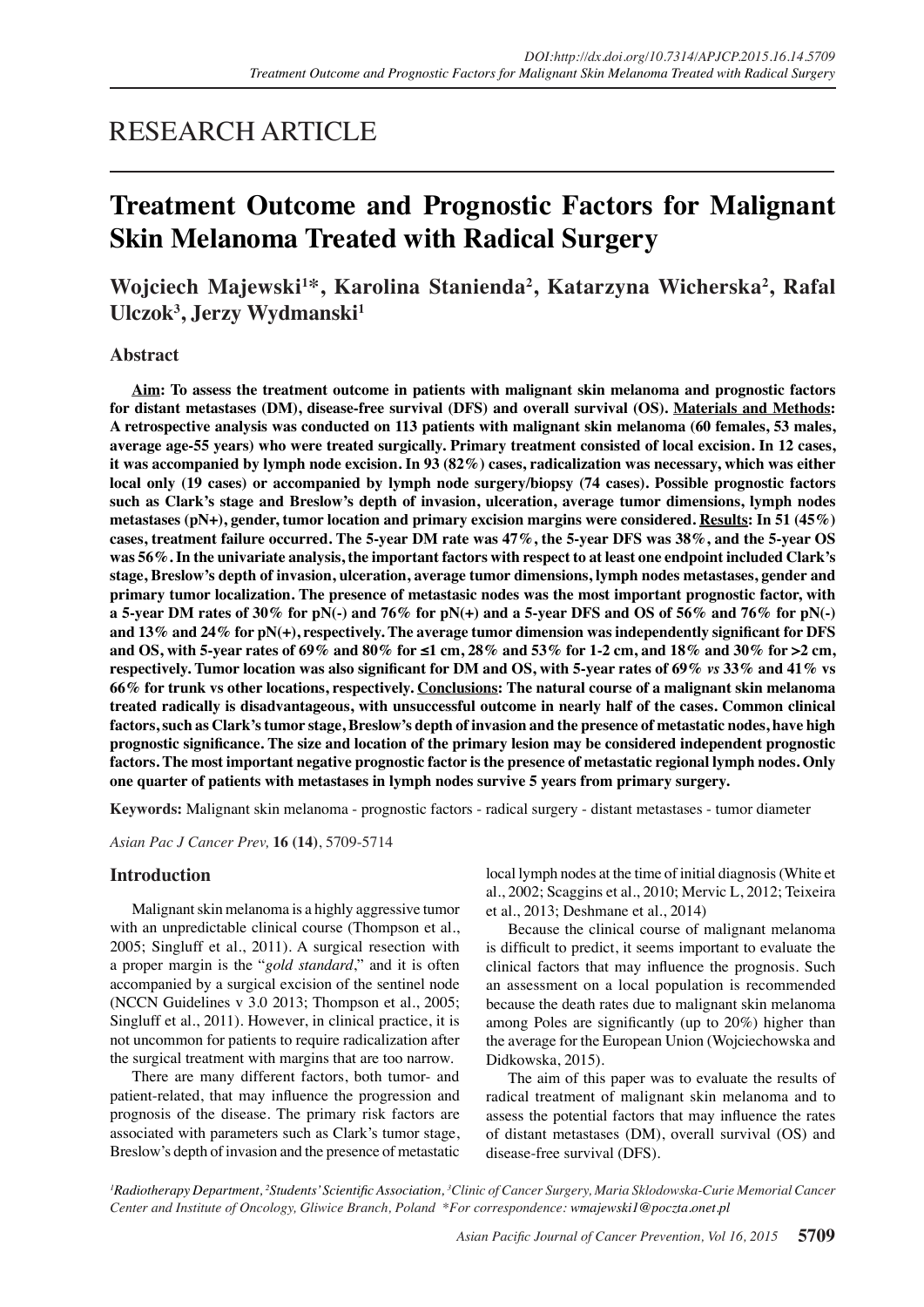RESEARCH ARTICLE

# Treatment Outcome and Prognostic Factors for Malignant Skin Melanoma Treated with Radical Surgery

**Wojciech Majewski[1]*, Karolina Stanienda[2], Katarzyna Wicherska[2], Rafal Ulczok[3], Jerzy Wydmanski[1]**

## Abstract

**Aim: To assess the treatment outcome in patients with malignant skin melanoma and prognostic factors for distant metastases (DM), disease-free survival (DFS) and overall survival (OS). Materials and Methods: A retrospective analysis was conducted on 113 patients with malignant skin melanoma (60 females, 53 males, average age-55 years) who were treated surgically. Primary treatment consisted of local excision. In 12 cases, it was accompanied by lymph node excision. In 93 (82%) cases, radicalization was necessary, which was either local only (19 cases) or accompanied by lymph node surgery/biopsy (74 cases). Possible prognostic factors such as Clark's stage and Breslow's depth of invasion, ulceration, average tumor dimensions, lymph nodes metastases (pN+), gender, tumor location and primary excision margins were considered. Results: In 51 (45%) cases, treatment failure occurred. The 5-year DM rate was 47%, the 5-year DFS was 38%, and the 5-year OS was 56%. In the univariate analysis, the important factors with respect to at least one endpoint included Clark's stage, Breslow's depth of invasion, ulceration, average tumor dimensions, lymph nodes metastases, gender and primary tumor localization. The presence of metastasic nodes was the most important prognostic factor, with a 5-year DM rates of 30% for pN(-) and 76% for pN(+) and a 5-year DFS and OS of 56% and 76% for pN(-) and 13% and 24% for pN(+), respectively. The average tumor dimension was independently significant for DFS and OS, with 5-year rates of 69% and 80% for ≤1 cm, 28% and 53% for 1-2 cm, and 18% and 30% for >2 cm, respectively. Tumor location was also significant for DM and OS, with 5-year rates of 69% *vs* 33% and 41% vs 66% for trunk vs other locations, respectively. Conclusions: The natural course of a malignant skin melanoma treated radically is disadvantageous, with unsuccessful outcome in nearly half of the cases. Common clinical factors, such as Clark's tumor stage, Breslow's depth of invasion and the presence of metastatic nodes, have high prognostic significance. The size and location of the primary lesion may be considered independent prognostic factors. The most important negative prognostic factor is the presence of metastatic regional lymph nodes. Only one quarter of patients with metastases in lymph nodes survive 5 years from primary surgery.**

**Keywords:** Malignant skin melanoma - prognostic factors - radical surgery - distant metastases - tumor diameter

*Asian Pac J Cancer Prev,* **16 (14)**, 5709-5714

## Introduction

Malignant skin melanoma is a highly aggressive tumor with an unpredictable clinical course (Thompson et al., 2005; Singluff et al., 2011). A surgical resection with a proper margin is the "*gold standard*," and it is often accompanied by a surgical excision of the sentinel node (NCCN Guidelines v 3.0 2013; Thompson et al., 2005; Singluff et al., 2011). However, in clinical practice, it is not uncommon for patients to require radicalization after the surgical treatment with margins that are too narrow.

There are many different factors, both tumor- and patient-related, that may influence the progression and prognosis of the disease. The primary risk factors are associated with parameters such as Clark's tumor stage, Breslow's depth of invasion and the presence of metastatic local lymph nodes at the time of initial diagnosis (White et al., 2002; Scaggins et al., 2010; Mervic L, 2012; Teixeira et al., 2013; Deshmane et al., 2014)

Because the clinical course of malignant melanoma is difficult to predict, it seems important to evaluate the clinical factors that may influence the prognosis. Such an assessment on a local population is recommended because the death rates due to malignant skin melanoma among Poles are significantly (up to 20%) higher than the average for the European Union (Wojciechowska and Didkowska, 2015).

The aim of this paper was to evaluate the results of radical treatment of malignant skin melanoma and to assess the potential factors that may influence the rates of distant metastases (DM), overall survival (OS) and disease-free survival (DFS).

*[1]Radiotherapy Department, [2]Students' Scientific Association, [3]Clinic of Cancer Surgery, Maria Sklodowska-Curie Memorial Cancer Center and Institute of Oncology, Gliwice Branch, Poland *For correspondence: wmajewski1@poczta.onet.pl*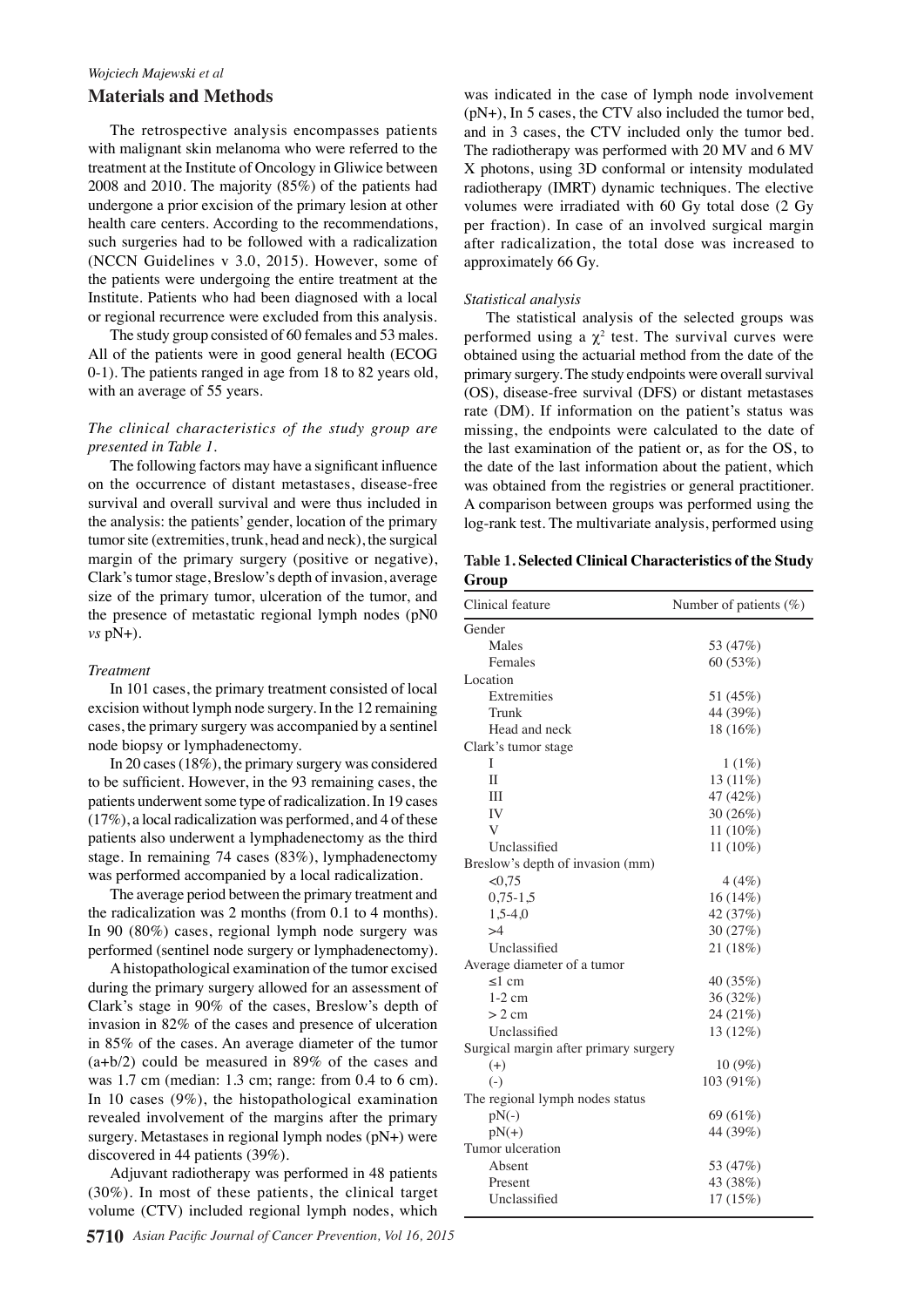## Materials and Methods

The retrospective analysis encompasses patients with malignant skin melanoma who were referred to the treatment at the Institute of Oncology in Gliwice between 2008 and 2010. The majority (85%) of the patients had undergone a prior excision of the primary lesion at other health care centers. According to the recommendations, such surgeries had to be followed with a radicalization (NCCN Guidelines v 3.0, 2015). However, some of the patients were undergoing the entire treatment at the Institute. Patients who had been diagnosed with a local or regional recurrence were excluded from this analysis.

The study group consisted of 60 females and 53 males. All of the patients were in good general health (ECOG 0-1). The patients ranged in age from 18 to 82 years old, with an average of 55 years.

*The clinical characteristics of the study group are presented in Table 1.*

The following factors may have a significant influence on the occurrence of distant metastases, disease-free survival and overall survival and were thus included in the analysis: the patients' gender, location of the primary tumor site (extremities, trunk, head and neck), the surgical margin of the primary surgery (positive or negative), Clark's tumor stage, Breslow's depth of invasion, average size of the primary tumor, ulceration of the tumor, and the presence of metastatic regional lymph nodes (pN0 *vs* pN+).

### Treatment

In 101 cases, the primary treatment consisted of local excision without lymph node surgery. In the 12 remaining cases, the primary surgery was accompanied by a sentinel node biopsy or lymphadenectomy.

In 20 cases (18%), the primary surgery was considered to be sufficient. However, in the 93 remaining cases, the patients underwent some type of radicalization. In 19 cases (17%), a local radicalization was performed, and 4 of these patients also underwent a lymphadenectomy as the third stage. In remaining 74 cases (83%), lymphadenectomy was performed accompanied by a local radicalization.

The average period between the primary treatment and the radicalization was 2 months (from 0.1 to 4 months). In 90 (80%) cases, regional lymph node surgery was performed (sentinel node surgery or lymphadenectomy).

A histopathological examination of the tumor excised during the primary surgery allowed for an assessment of Clark's stage in 90% of the cases, Breslow's depth of invasion in 82% of the cases and presence of ulceration in 85% of the cases. An average diameter of the tumor (a+b/2) could be measured in 89% of the cases and was 1.7 cm (median: 1.3 cm; range: from 0.4 to 6 cm). In 10 cases (9%), the histopathological examination revealed involvement of the margins after the primary surgery. Metastases in regional lymph nodes (pN+) were discovered in 44 patients (39%).

Adjuvant radiotherapy was performed in 48 patients (30%). In most of these patients, the clinical target volume (CTV) included regional lymph nodes, which was indicated in the case of lymph node involvement (pN+), In 5 cases, the CTV also included the tumor bed, and in 3 cases, the CTV included only the tumor bed. The radiotherapy was performed with 20 MV and 6 MV X photons, using 3D conformal or intensity modulated radiotherapy (IMRT) dynamic techniques. The elective volumes were irradiated with 60 Gy total dose (2 Gy per fraction). In case of an involved surgical margin after radicalization, the total dose was increased to approximately 66 Gy.

### Statistical analysis

The statistical analysis of the selected groups was performed using a $\chi^2$ test. The survival curves were obtained using the actuarial method from the date of the primary surgery. The study endpoints were overall survival (OS), disease-free survival (DFS) or distant metastases rate (DM). If information on the patient's status was missing, the endpoints were calculated to the date of the last examination of the patient or, as for the OS, to the date of the last information about the patient, which was obtained from the registries or general practitioner. A comparison between groups was performed using the log-rank test. The multivariate analysis, performed using

**Table 1. Selected Clinical Characteristics of the Study Group**

| Clinical feature | Number of patients (%) |
|---|---|
| Gender | |
| Males | 53 (47%) |
| Females | 60 (53%) |
| Location | |
| Extremities | 51 (45%) |
| Trunk | 44 (39%) |
| Head and neck | 18 (16%) |
| Clark's tumor stage | |
| I | 1 (1%) |
| II | 13 (11%) |
| III | 47 (42%) |
| IV | 30 (26%) |
| V | 11 (10%) |
| Unclassified | 11 (10%) |
| Breslow's depth of invasion (mm) | |
| <0,75 | 4 (4%) |
| 0,75-1,5 | 16 (14%) |
| 1,5-4,0 | 42 (37%) |
| >4 | 30 (27%) |
| Unclassified | 21 (18%) |
| Average diameter of a tumor | |
| ≤1 cm | 40 (35%) |
| 1-2 cm | 36 (32%) |
| > 2 cm | 24 (21%) |
| Unclassified | 13 (12%) |
| Surgical margin after primary surgery | |
| (+) | 10 (9%) |
| (-) | 103 (91%) |
| The regional lymph nodes status | |
| pN(-) | 69 (61%) |
| pN(+) | 44 (39%) |
| Tumor ulceration | |
| Absent | 53 (47%) |
| Present | 43 (38%) |
| Unclassified | 17 (15%) |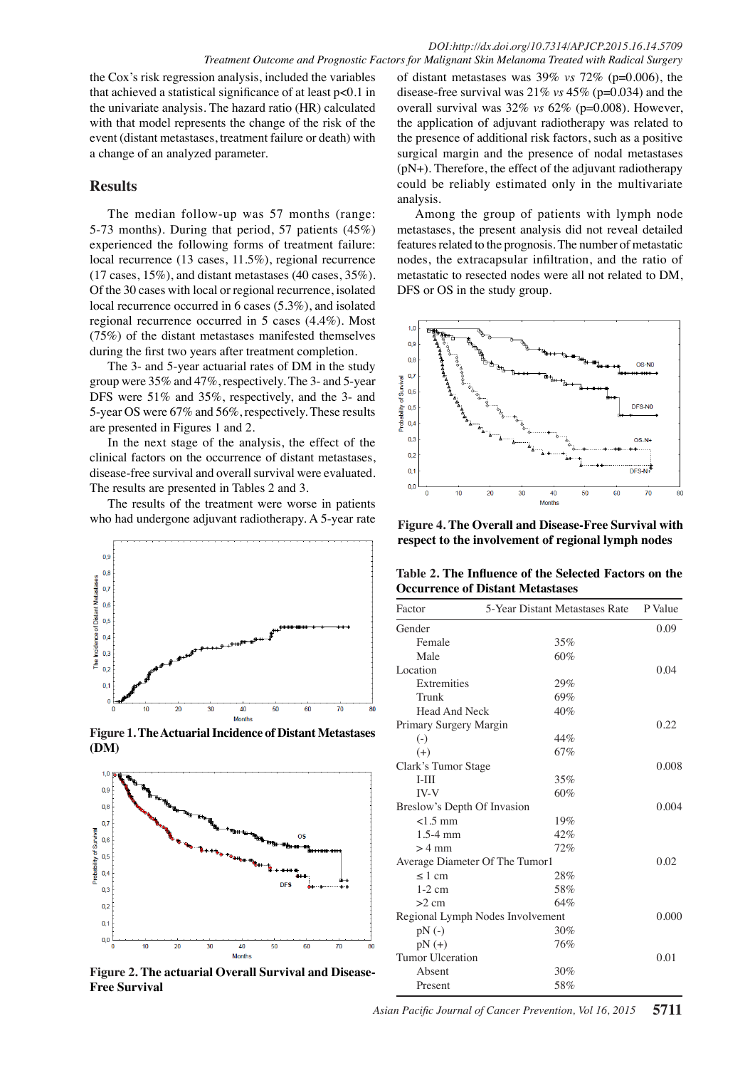the Cox's risk regression analysis, included the variables that achieved a statistical significance of at least $p<0.1$ in the univariate analysis. The hazard ratio (HR) calculated with that model represents the change of the risk of the event (distant metastases, treatment failure or death) with a change of an analyzed parameter.

## Results

The median follow-up was 57 months (range: 5-73 months). During that period, 57 patients (45%) experienced the following forms of treatment failure: local recurrence (13 cases, 11.5%), regional recurrence (17 cases, 15%), and distant metastases (40 cases, 35%). Of the 30 cases with local or regional recurrence, isolated local recurrence occurred in 6 cases (5.3%), and isolated regional recurrence occurred in 5 cases (4.4%). Most (75%) of the distant metastases manifested themselves during the first two years after treatment completion.

The 3- and 5-year actuarial rates of DM in the study group were 35% and 47%, respectively. The 3- and 5-year DFS were 51% and 35%, respectively, and the 3- and 5-year OS were 67% and 56%, respectively. These results are presented in Figures 1 and 2.

In the next stage of the analysis, the effect of the clinical factors on the occurrence of distant metastases, disease-free survival and overall survival were evaluated. The results are presented in Tables 2 and 3.

The results of the treatment were worse in patients who had undergone adjuvant radiotherapy. A 5-year rate of distant metastases was 39% *vs* 72% (p=0.006), the disease-free survival was 21% *vs* 45% (p=0.034) and the overall survival was 32% *vs* 62% (p=0.008). However, the application of adjuvant radiotherapy was related to the presence of additional risk factors, such as a positive surgical margin and the presence of nodal metastases (pN+). Therefore, the effect of the adjuvant radiotherapy could be reliably estimated only in the multivariate analysis.

Among the group of patients with lymph node metastases, the present analysis did not reveal detailed features related to the prognosis. The number of metastatic nodes, the extracapsular infiltration, and the ratio of metastatic to resected nodes were all not related to DM, DFS or OS in the study group.

**Figure 1. The Actuarial Incidence of Distant Metastases (DM)**

**Figure 2. The actuarial Overall Survival and Disease-Free Survival**

**Figure 4. The Overall and Disease-Free Survival with respect to the involvement of regional lymph nodes**

**Table 2. The Influence of the Selected Factors on the Occurrence of Distant Metastases**

| Factor | 5-Year Distant Metastases Rate | P Value |
|---|---|---|
| Gender | | 0.09 |
| Female | 35% | |
| Male | 60% | |
| Location | | 0.04 |
| Extremities | 29% | |
| Trunk | 69% | |
| Head And Neck | 40% | |
| Primary Surgery Margin | | 0.22 |
| (-) | 44% | |
| (+) | 67% | |
| Clark's Tumor Stage | | 0.008 |
| I-III | 35% | |
| IV-V | 60% | |
| Breslow's Depth Of Invasion | | 0.004 |
| <1.5 mm | 19% | |
| 1.5-4 mm | 42% | |
| > 4 mm | 72% | |
| Average Diameter Of The Tumor1 | | 0.02 |
| ≤ 1 cm | 28% | |
| 1-2 cm | 58% | |
| >2 cm | 64% | |
| Regional Lymph Nodes Involvement | | 0.000 |
| pN (-) | 30% | |
| pN (+) | 76% | |
| Tumor Ulceration | | 0.01 |
| Absent | 30% | |
| Present | 58% | |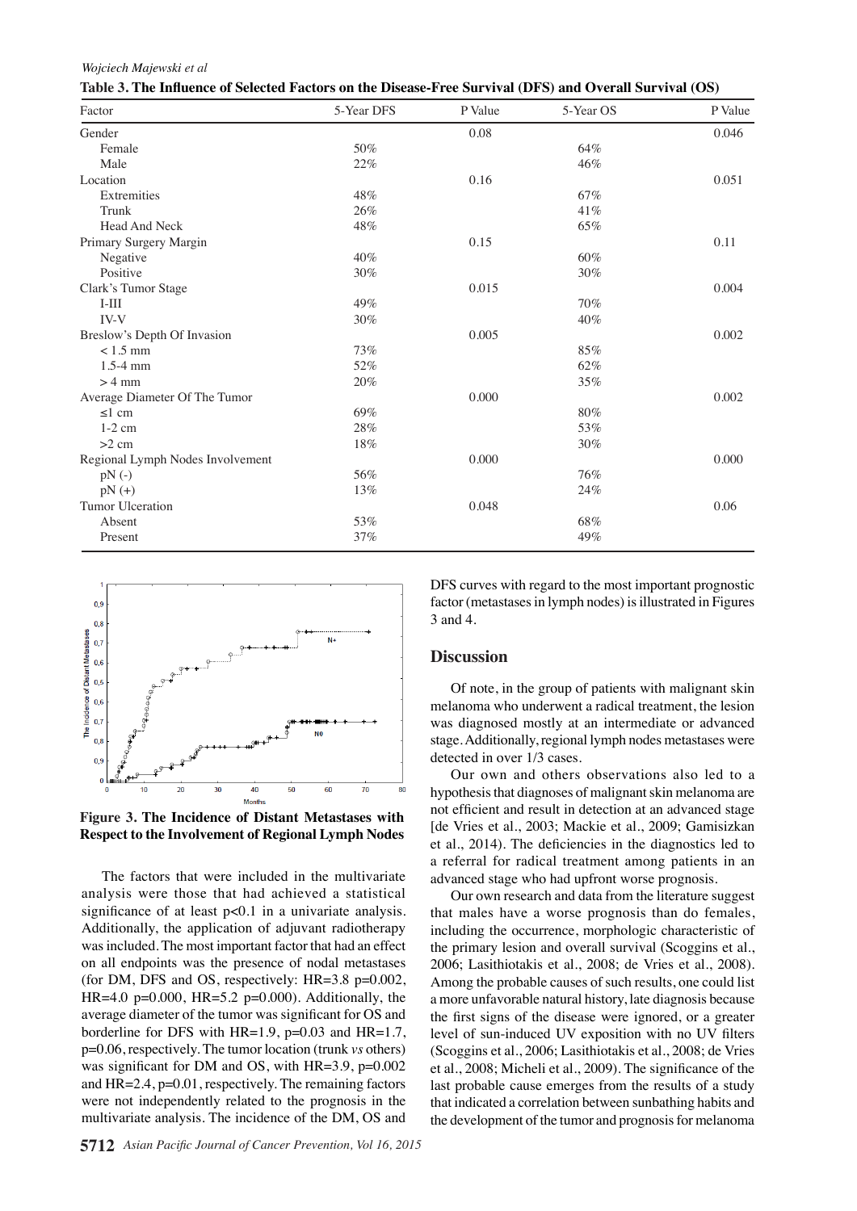**Table 3. The Influence of Selected Factors on the Disease-Free Survival (DFS) and Overall Survival (OS)**

| Factor | 5-Year DFS | P Value | 5-Year OS | P Value |
|---|---|---|---|---|
| Gender | | 0.08 | | 0.046 |
| Female | 50% | | 64% | |
| Male | 22% | | 46% | |
| Location | | 0.16 | | 0.051 |
| Extremities | 48% | | 67% | |
| Trunk | 26% | | 41% | |
| Head And Neck | 48% | | 65% | |
| Primary Surgery Margin | | 0.15 | | 0.11 |
| Negative | 40% | | 60% | |
| Positive | 30% | | 30% | |
| Clark's Tumor Stage | | 0.015 | | 0.004 |
| I-III | 49% | | 70% | |
| IV-V | 30% | | 40% | |
| Breslow's Depth Of Invasion | | 0.005 | | 0.002 |
| < 1.5 mm | 73% | | 85% | |
| 1.5-4 mm | 52% | | 62% | |
| > 4 mm | 20% | | 35% | |
| Average Diameter Of The Tumor | | 0.000 | | 0.002 |
| ≤1 cm | 69% | | 80% | |
| 1-2 cm | 28% | | 53% | |
| >2 cm | 18% | | 30% | |
| Regional Lymph Nodes Involvement | | 0.000 | | 0.000 |
| pN (-) | 56% | | 76% | |
| pN (+) | 13% | | 24% | |
| Tumor Ulceration | | 0.048 | | 0.06 |
| Absent | 53% | | 68% | |
| Present | 37% | | 49% | |

**Figure 3. The Incidence of Distant Metastases with Respect to the Involvement of Regional Lymph Nodes**

The factors that were included in the multivariate analysis were those that had achieved a statistical significance of at least $p<0.1$ in a univariate analysis. Additionally, the application of adjuvant radiotherapy was included. The most important factor that had an effect on all endpoints was the presence of nodal metastases (for DM, DFS and OS, respectively: HR=3.8 p=0.002, HR=4.0 p=0.000, HR=5.2 p=0.000). Additionally, the average diameter of the tumor was significant for OS and borderline for DFS with HR=1.9, p=0.03 and HR=1.7, p=0.06, respectively. The tumor location (trunk *vs* others) was significant for DM and OS, with HR=3.9, p=0.002 and HR=2.4, p=0.01, respectively. The remaining factors were not independently related to the prognosis in the multivariate analysis. The incidence of the DM, OS and DFS curves with regard to the most important prognostic factor (metastases in lymph nodes) is illustrated in Figures 3 and 4.

## Discussion

Of note, in the group of patients with malignant skin melanoma who underwent a radical treatment, the lesion was diagnosed mostly at an intermediate or advanced stage. Additionally, regional lymph nodes metastases were detected in over 1/3 cases.

Our own and others observations also led to a hypothesis that diagnoses of malignant skin melanoma are not efficient and result in detection at an advanced stage [de Vries et al., 2003; Mackie et al., 2009; Gamisizkan et al., 2014). The deficiencies in the diagnostics led to a referral for radical treatment among patients in an advanced stage who had upfront worse prognosis.

Our own research and data from the literature suggest that males have a worse prognosis than do females, including the occurrence, morphologic characteristic of the primary lesion and overall survival (Scoggins et al., 2006; Lasithiotakis et al., 2008; de Vries et al., 2008). Among the probable causes of such results, one could list a more unfavorable natural history, late diagnosis because the first signs of the disease were ignored, or a greater level of sun-induced UV exposition with no UV filters (Scoggins et al., 2006; Lasithiotakis et al., 2008; de Vries et al., 2008; Micheli et al., 2009). The significance of the last probable cause emerges from the results of a study that indicated a correlation between sunbathing habits and the development of the tumor and prognosis for melanoma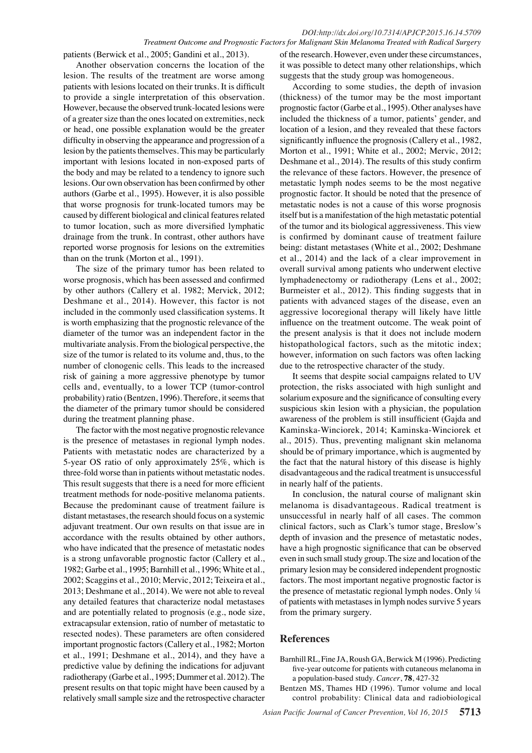patients (Berwick et al., 2005; Gandini et al., 2013).

Another observation concerns the location of the lesion. The results of the treatment are worse among patients with lesions located on their trunks. It is difficult to provide a single interpretation of this observation. However, because the observed trunk-located lesions were of a greater size than the ones located on extremities, neck or head, one possible explanation would be the greater difficulty in observing the appearance and progression of a lesion by the patients themselves. This may be particularly important with lesions located in non-exposed parts of the body and may be related to a tendency to ignore such lesions. Our own observation has been confirmed by other authors (Garbe et al., 1995). However, it is also possible that worse prognosis for trunk-located tumors may be caused by different biological and clinical features related to tumor location, such as more diversified lymphatic drainage from the trunk. In contrast, other authors have reported worse prognosis for lesions on the extremities than on the trunk (Morton et al., 1991).

The size of the primary tumor has been related to worse prognosis, which has been assessed and confirmed by other authors (Callery et al. 1982; Mervick, 2012; Deshmane et al., 2014). However, this factor is not included in the commonly used classification systems. It is worth emphasizing that the prognostic relevance of the diameter of the tumor was an independent factor in the multivariate analysis. From the biological perspective, the size of the tumor is related to its volume and, thus, to the number of clonogenic cells. This leads to the increased risk of gaining a more aggressive phenotype by tumor cells and, eventually, to a lower TCP (tumor-control probability) ratio (Bentzen, 1996). Therefore, it seems that the diameter of the primary tumor should be considered during the treatment planning phase.

The factor with the most negative prognostic relevance is the presence of metastases in regional lymph nodes. Patients with metastatic nodes are characterized by a 5-year OS ratio of only approximately 25%, which is three-fold worse than in patients without metastatic nodes. This result suggests that there is a need for more efficient treatment methods for node-positive melanoma patients. Because the predominant cause of treatment failure is distant metastases, the research should focus on a systemic adjuvant treatment. Our own results on that issue are in accordance with the results obtained by other authors, who have indicated that the presence of metastatic nodes is a strong unfavorable prognostic factor (Callery et al., 1982; Garbe et al., 1995; Barnhill et al., 1996; White et al., 2002; Scaggins et al., 2010; Mervic, 2012; Teixeira et al., 2013; Deshmane et al., 2014). We were not able to reveal any detailed features that characterize nodal metastases and are potentially related to prognosis (e.g., node size, extracapsular extension, ratio of number of metastatic to resected nodes). These parameters are often considered important prognostic factors (Callery et al., 1982; Morton et al., 1991; Deshmane et al., 2014), and they have a predictive value by defining the indications for adjuvant radiotherapy (Garbe et al., 1995; Dummer et al. 2012). The present results on that topic might have been caused by a relatively small sample size and the retrospective character of the research. However, even under these circumstances, it was possible to detect many other relationships, which suggests that the study group was homogeneous.

According to some studies, the depth of invasion (thickness) of the tumor may be the most important prognostic factor (Garbe et al., 1995). Other analyses have included the thickness of a tumor, patients' gender, and location of a lesion, and they revealed that these factors significantly influence the prognosis (Callery et al., 1982, Morton et al., 1991; White et al., 2002; Mervic, 2012; Deshmane et al., 2014). The results of this study confirm the relevance of these factors. However, the presence of metastatic lymph nodes seems to be the most negative prognostic factor. It should be noted that the presence of metastatic nodes is not a cause of this worse prognosis itself but is a manifestation of the high metastatic potential of the tumor and its biological aggressiveness. This view is confirmed by dominant cause of treatment failure being: distant metastases (White et al., 2002; Deshmane et al., 2014) and the lack of a clear improvement in overall survival among patients who underwent elective lymphadenectomy or radiotherapy (Lens et al., 2002; Burmeister et al., 2012). This finding suggests that in patients with advanced stages of the disease, even an aggressive locoregional therapy will likely have little influence on the treatment outcome. The weak point of the present analysis is that it does not include modern histopathological factors, such as the mitotic index; however, information on such factors was often lacking due to the retrospective character of the study.

It seems that despite social campaigns related to UV protection, the risks associated with high sunlight and solarium exposure and the significance of consulting every suspicious skin lesion with a physician, the population awareness of the problem is still insufficient (Gajda and Kaminska-Winciorek, 2014; Kaminska-Winciorek et al., 2015). Thus, preventing malignant skin melanoma should be of primary importance, which is augmented by the fact that the natural history of this disease is highly disadvantageous and the radical treatment is unsuccessful in nearly half of the patients.

In conclusion, the natural course of malignant skin melanoma is disadvantageous. Radical treatment is unsuccessful in nearly half of all cases. The common clinical factors, such as Clark's tumor stage, Breslow's depth of invasion and the presence of metastatic nodes, have a high prognostic significance that can be observed even in such small study group. The size and location of the primary lesion may be considered independent prognostic factors. The most important negative prognostic factor is the presence of metastatic regional lymph nodes. Only ¼ of patients with metastases in lymph nodes survive 5 years from the primary surgery.

## References

Barnhill RL, Fine JA, Roush GA, Berwick M (1996). Predicting five-year outcome for patients with cutaneous melanoma in a population-based study. *Cancer*, **78**, 427-32

Bentzen MS, Thames HD (1996). Tumor volume and local control probability: Clinical data and radiobiological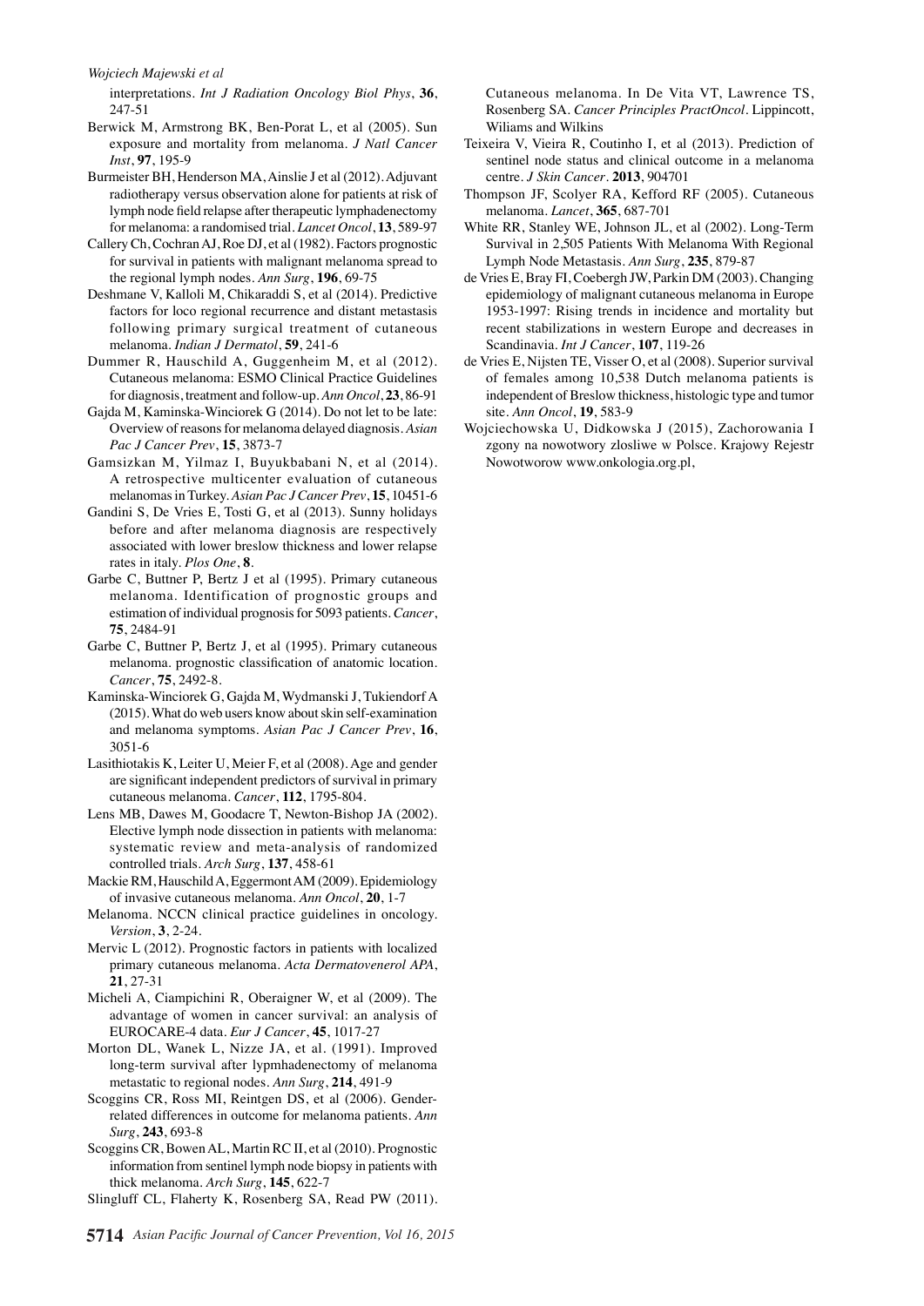interpretations. *Int J Radiation Oncology Biol Phys*, **36**, 247-51

Berwick M, Armstrong BK, Ben-Porat L, et al (2005). Sun exposure and mortality from melanoma. *J Natl Cancer Inst*, **97**, 195-9

Burmeister BH, Henderson MA, Ainslie J et al (2012). Adjuvant radiotherapy versus observation alone for patients at risk of lymph node field relapse after therapeutic lymphadenectomy for melanoma: a randomised trial. *Lancet Oncol*, **13**, 589-97

Callery Ch, Cochran AJ, Roe DJ, et al (1982). Factors prognostic for survival in patients with malignant melanoma spread to the regional lymph nodes. *Ann Surg*, **196**, 69-75

Deshmane V, Kalloli M, Chikaraddi S, et al (2014). Predictive factors for loco regional recurrence and distant metastasis following primary surgical treatment of cutaneous melanoma. *Indian J Dermatol*, **59**, 241-6

Dummer R, Hauschild A, Guggenheim M, et al (2012). Cutaneous melanoma: ESMO Clinical Practice Guidelines for diagnosis, treatment and follow-up. *Ann Oncol*, **23**, 86-91

Gajda M, Kaminska-Winciorek G (2014). Do not let to be late: Overview of reasons for melanoma delayed diagnosis. *Asian Pac J Cancer Prev*, **15**, 3873-7

Gamsizkan M, Yilmaz I, Buyukbabani N, et al (2014). A retrospective multicenter evaluation of cutaneous melanomas in Turkey. *Asian Pac J Cancer Prev*, **15**, 10451-6

Gandini S, De Vries E, Tosti G, et al (2013). Sunny holidays before and after melanoma diagnosis are respectively associated with lower breslow thickness and lower relapse rates in italy. *Plos One*, **8**.

Garbe C, Buttner P, Bertz J et al (1995). Primary cutaneous melanoma. Identification of prognostic groups and estimation of individual prognosis for 5093 patients. *Cancer*, **75**, 2484-91

Garbe C, Buttner P, Bertz, J, et al (1995). Primary cutaneous melanoma. prognostic classification of anatomic location. *Cancer*, **75**, 2492-8.

Kaminska-Winciorek G, Gajda M, Wydmanski J, Tukiendorf A (2015). What do web users know about skin self-examination and melanoma symptoms. *Asian Pac J Cancer Prev*, **16**, 3051-6

Lasithiotakis K, Leiter U, Meier F, et al (2008). Age and gender are significant independent predictors of survival in primary cutaneous melanoma. *Cancer*, **112**, 1795-804.

Lens MB, Dawes M, Goodacre T, Newton-Bishop JA (2002). Elective lymph node dissection in patients with melanoma: systematic review and meta-analysis of randomized controlled trials. *Arch Surg*, **137**, 458-61

Mackie RM, Hauschild A, Eggermont AM (2009). Epidemiology of invasive cutaneous melanoma. *Ann Oncol*, **20**, 1-7

Melanoma. NCCN clinical practice guidelines in oncology. *Version*, **3**, 2-24.

Mervic L (2012). Prognostic factors in patients with localized primary cutaneous melanoma. *Acta Dermatovenerol APA*, **21**, 27-31

Micheli A, Ciampichini R, Oberaigner W, et al (2009). The advantage of women in cancer survival: an analysis of EUROCARE-4 data. *Eur J Cancer*, **45**, 1017-27

Morton DL, Wanek L, Nizze JA, et al. (1991). Improved long-term survival after lypmhadenectomy of melanoma metastatic to regional nodes. *Ann Surg*, **214**, 491-9

Scoggins CR, Ross MI, Reintgen DS, et al (2006). Gender-related differences in outcome for melanoma patients. *Ann Surg*, **243**, 693-8

Scoggins CR, Bowen AL, Martin RC II, et al (2010). Prognostic information from sentinel lymph node biopsy in patients with thick melanoma. *Arch Surg*, **145**, 622-7

Slingluff CL, Flaherty K, Rosenberg SA, Read PW (2011). Cutaneous melanoma. In De Vita VT, Lawrence TS, Rosenberg SA. *Cancer Principles PractOncol*. Lippincott, Wiliams and Wilkins

Teixeira V, Vieira R, Coutinho I, et al (2013). Prediction of sentinel node status and clinical outcome in a melanoma centre. *J Skin Cancer*. **2013**, 904701

Thompson JF, Scolyer RA, Kefford RF (2005). Cutaneous melanoma. *Lancet*, **365**, 687-701

White RR, Stanley WE, Johnson JL, et al (2002). Long-Term Survival in 2,505 Patients With Melanoma With Regional Lymph Node Metastasis. *Ann Surg*, **235**, 879-87

de Vries E, Bray FI, Coebergh JW, Parkin DM (2003). Changing epidemiology of malignant cutaneous melanoma in Europe 1953-1997: Rising trends in incidence and mortality but recent stabilizations in western Europe and decreases in Scandinavia. *Int J Cancer*, **107**, 119-26

de Vries E, Nijsten TE, Visser O, et al (2008). Superior survival of females among 10,538 Dutch melanoma patients is independent of Breslow thickness, histologic type and tumor site. *Ann Oncol*, **19**, 583-9

Wojciechowska U, Didkowska J (2015), Zachorowania I zgony na nowotwory zlosliwe w Polsce. Krajowy Rejestr Nowotworow www.onkologia.org.pl,